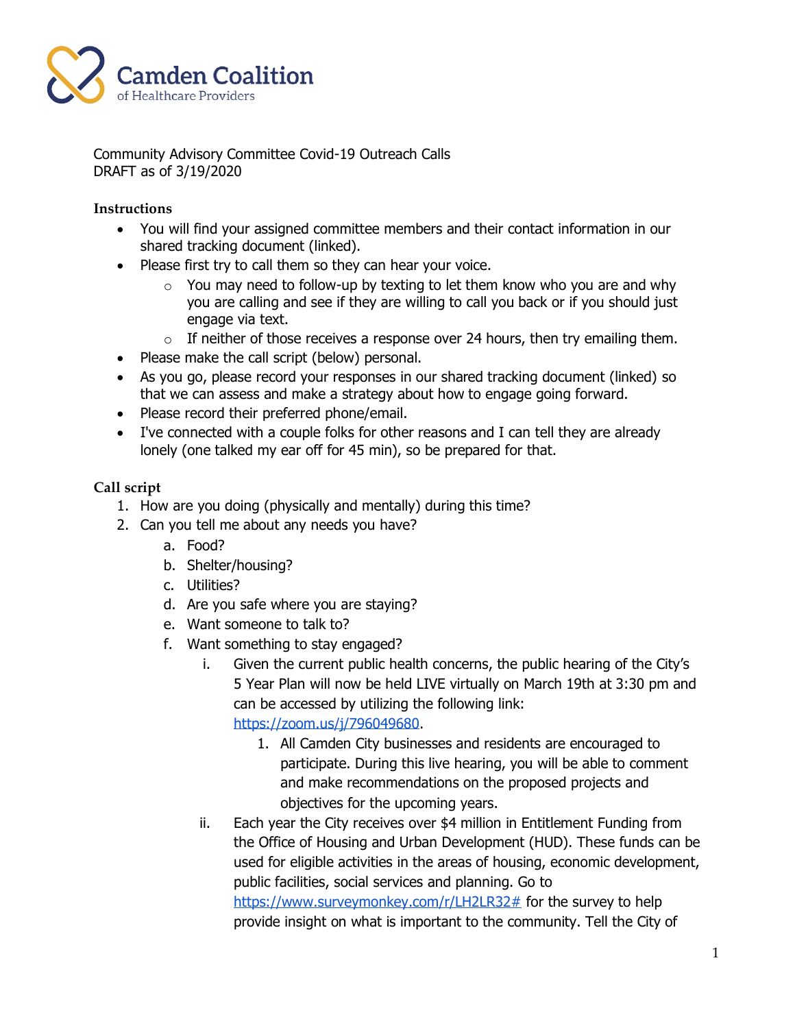Camden Coalition
of Healthcare Providers

Community Advisory Committee Covid-19 Outreach Calls
DRAFT as of 3/19/2020

**Instructions**

- You will find your assigned committee members and their contact information in our shared tracking document (linked).
- Please first try to call them so they can hear your voice.
  - You may need to follow-up by texting to let them know who you are and why you are calling and see if they are willing to call you back or if you should just engage via text.
  - If neither of those receives a response over 24 hours, then try emailing them.
- Please make the call script (below) personal.
- As you go, please record your responses in our shared tracking document (linked) so that we can assess and make a strategy about how to engage going forward.
- Please record their preferred phone/email.
- I've connected with a couple folks for other reasons and I can tell they are already lonely (one talked my ear off for 45 min), so be prepared for that.

**Call script**

1. How are you doing (physically and mentally) during this time?
2. Can you tell me about any needs you have?
   a. Food?
   b. Shelter/housing?
   c. Utilities?
   d. Are you safe where you are staying?
   e. Want someone to talk to?
   f. Want something to stay engaged?
      i. Given the current public health concerns, the public hearing of the City's 5 Year Plan will now be held LIVE virtually on March 19th at 3:30 pm and can be accessed by utilizing the following link: https://zoom.us/j/796049680.
         1. All Camden City businesses and residents are encouraged to participate. During this live hearing, you will be able to comment and make recommendations on the proposed projects and objectives for the upcoming years.
      ii. Each year the City receives over $4 million in Entitlement Funding from the Office of Housing and Urban Development (HUD). These funds can be used for eligible activities in the areas of housing, economic development, public facilities, social services and planning. Go to https://www.surveymonkey.com/r/LH2LR32# for the survey to help provide insight on what is important to the community. Tell the City of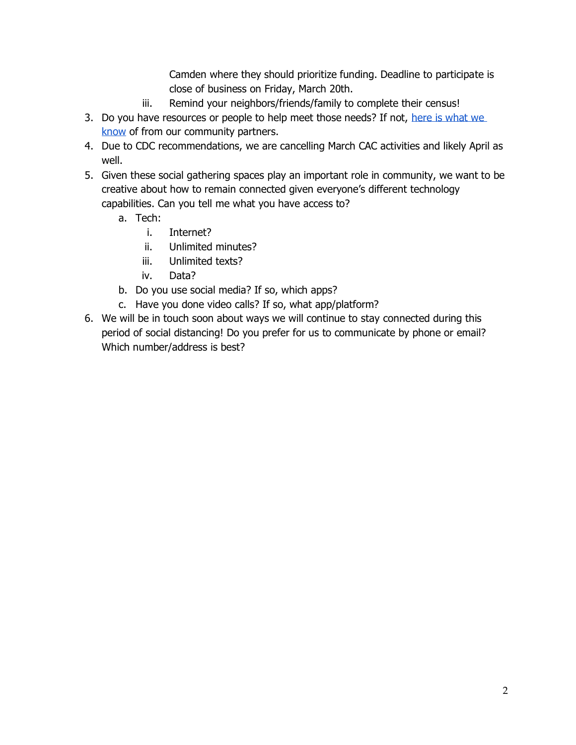Camden where they should prioritize funding. Deadline to participate is close of business on Friday, March 20th.

   iii. Remind your neighbors/friends/family to complete their census!

3. Do you have resources or people to help meet those needs? If not, here is what we know of from our community partners.
4. Due to CDC recommendations, we are cancelling March CAC activities and likely April as well.
5. Given these social gathering spaces play an important role in community, we want to be creative about how to remain connected given everyone's different technology capabilities. Can you tell me what you have access to?
   a. Tech:
      i. Internet?
      ii. Unlimited minutes?
      iii. Unlimited texts?
      iv. Data?
   b. Do you use social media? If so, which apps?
   c. Have you done video calls? If so, what app/platform?
6. We will be in touch soon about ways we will continue to stay connected during this period of social distancing! Do you prefer for us to communicate by phone or email? Which number/address is best?